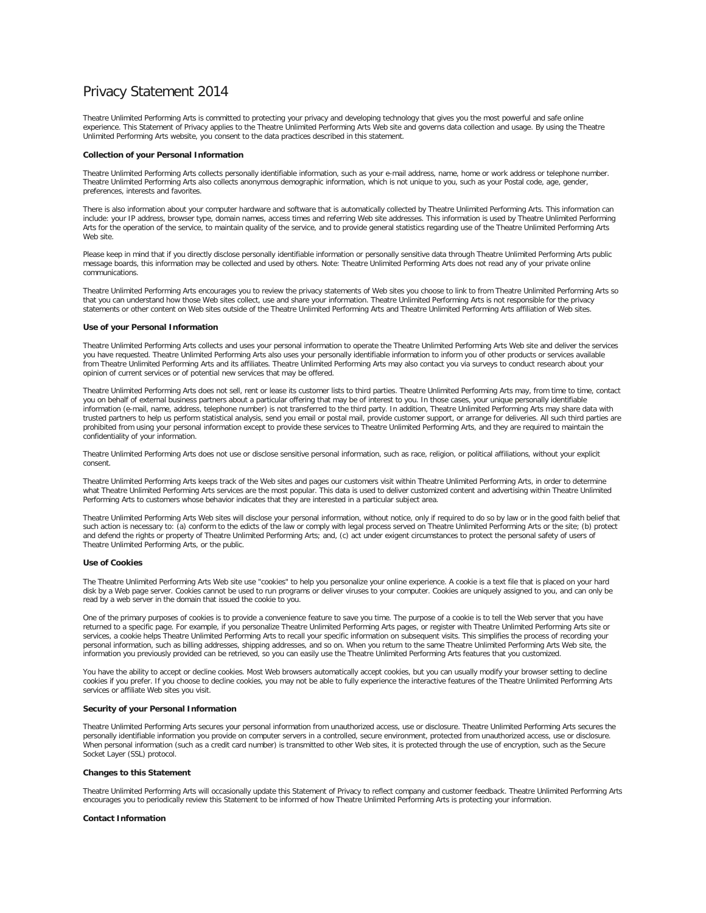# Privacy Statement 2014

Theatre Unlimited Performing Arts is committed to protecting your privacy and developing technology that gives you the most powerful and safe online experience. This Statement of Privacy applies to the Theatre Unlimited Performing Arts Web site and governs data collection and usage. By using the Theatre Unlimited Performing Arts website, you consent to the data practices described in this statement.

**Collection of your Personal Information**

Theatre Unlimited Performing Arts collects personally identifiable information, such as your e-mail address, name, home or work address or telephone number. Theatre Unlimited Performing Arts also collects anonymous demographic information, which is not unique to you, such as your Postal code, age, gender, preferences, interests and favorites.

There is also information about your computer hardware and software that is automatically collected by Theatre Unlimited Performing Arts. This information can include: your IP address, browser type, domain names, access times and referring Web site addresses. This information is used by Theatre Unlimited Performing Arts for the operation of the service, to maintain quality of the service, and to provide general statistics regarding use of the Theatre Unlimited Performing Arts Web site.

Please keep in mind that if you directly disclose personally identifiable information or personally sensitive data through Theatre Unlimited Performing Arts public message boards, this information may be collected and used by others. Note: Theatre Unlimited Performing Arts does not read any of your private online communications.

Theatre Unlimited Performing Arts encourages you to review the privacy statements of Web sites you choose to link to from Theatre Unlimited Performing Arts so that you can understand how those Web sites collect, use and share your information. Theatre Unlimited Performing Arts is not responsible for the privacy statements or other content on Web sites outside of the Theatre Unlimited Performing Arts and Theatre Unlimited Performing Arts affiliation of Web sites.

**Use of your Personal Information**

Theatre Unlimited Performing Arts collects and uses your personal information to operate the Theatre Unlimited Performing Arts Web site and deliver the services you have requested. Theatre Unlimited Performing Arts also uses your personally identifiable information to inform you of other products or services available from Theatre Unlimited Performing Arts and its affiliates. Theatre Unlimited Performing Arts may also contact you via surveys to conduct research about your opinion of current services or of potential new services that may be offered.

Theatre Unlimited Performing Arts does not sell, rent or lease its customer lists to third parties. Theatre Unlimited Performing Arts may, from time to time, contact you on behalf of external business partners about a particular offering that may be of interest to you. In those cases, your unique personally identifiable information (e-mail, name, address, telephone number) is not transferred to the third party. In addition, Theatre Unlimited Performing Arts may share data with trusted partners to help us perform statistical analysis, send you email or postal mail, provide customer support, or arrange for deliveries. All such third parties are prohibited from using your personal information except to provide these services to Theatre Unlimited Performing Arts, and they are required to maintain the confidentiality of your information.

Theatre Unlimited Performing Arts does not use or disclose sensitive personal information, such as race, religion, or political affiliations, without your explicit consent.

Theatre Unlimited Performing Arts keeps track of the Web sites and pages our customers visit within Theatre Unlimited Performing Arts, in order to determine what Theatre Unlimited Performing Arts services are the most popular. This data is used to deliver customized content and advertising within Theatre Unlimited Performing Arts to customers whose behavior indicates that they are interested in a particular subject area.

Theatre Unlimited Performing Arts Web sites will disclose your personal information, without notice, only if required to do so by law or in the good faith belief that such action is necessary to: (a) conform to the edicts of the law or comply with legal process served on Theatre Unlimited Performing Arts or the site; (b) protect and defend the rights or property of Theatre Unlimited Performing Arts; and, (c) act under exigent circumstances to protect the personal safety of users of Theatre Unlimited Performing Arts, or the public.

**Use of Cookies**

The Theatre Unlimited Performing Arts Web site use "cookies" to help you personalize your online experience. A cookie is a text file that is placed on your hard disk by a Web page server. Cookies cannot be used to run programs or deliver viruses to your computer. Cookies are uniquely assigned to you, and can only be read by a web server in the domain that issued the cookie to you.

One of the primary purposes of cookies is to provide a convenience feature to save you time. The purpose of a cookie is to tell the Web server that you have returned to a specific page. For example, if you personalize Theatre Unlimited Performing Arts pages, or register with Theatre Unlimited Performing Arts site or services, a cookie helps Theatre Unlimited Performing Arts to recall your specific information on subsequent visits. This simplifies the process of recording your personal information, such as billing addresses, shipping addresses, and so on. When you return to the same Theatre Unlimited Performing Arts Web site, the information you previously provided can be retrieved, so you can easily use the Theatre Unlimited Performing Arts features that you customized.

You have the ability to accept or decline cookies. Most Web browsers automatically accept cookies, but you can usually modify your browser setting to decline cookies if you prefer. If you choose to decline cookies, you may not be able to fully experience the interactive features of the Theatre Unlimited Performing Arts services or affiliate Web sites you visit.

**Security of your Personal Information**

Theatre Unlimited Performing Arts secures your personal information from unauthorized access, use or disclosure. Theatre Unlimited Performing Arts secures the personally identifiable information you provide on computer servers in a controlled, secure environment, protected from unauthorized access, use or disclosure. When personal information (such as a credit card number) is transmitted to other Web sites, it is protected through the use of encryption, such as the Secure Socket Layer (SSL) protocol.

**Changes to this Statement**

Theatre Unlimited Performing Arts will occasionally update this Statement of Privacy to reflect company and customer feedback. Theatre Unlimited Performing Arts encourages you to periodically review this Statement to be informed of how Theatre Unlimited Performing Arts is protecting your information.

**Contact Information**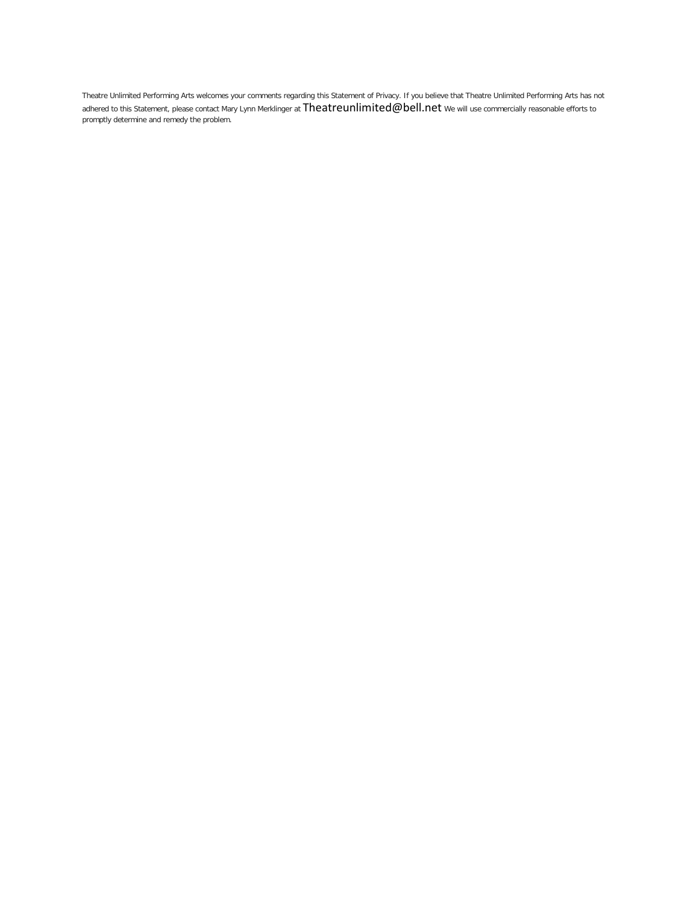Theatre Unlimited Performing Arts welcomes your comments regarding this Statement of Privacy. If you believe that Theatre Unlimited Performing Arts has not adhered to this Statement, please contact Mary Lynn Merklinger at Theatreunlimited@bell.net We will use commercially reasonable efforts to promptly determine and remedy the problem.